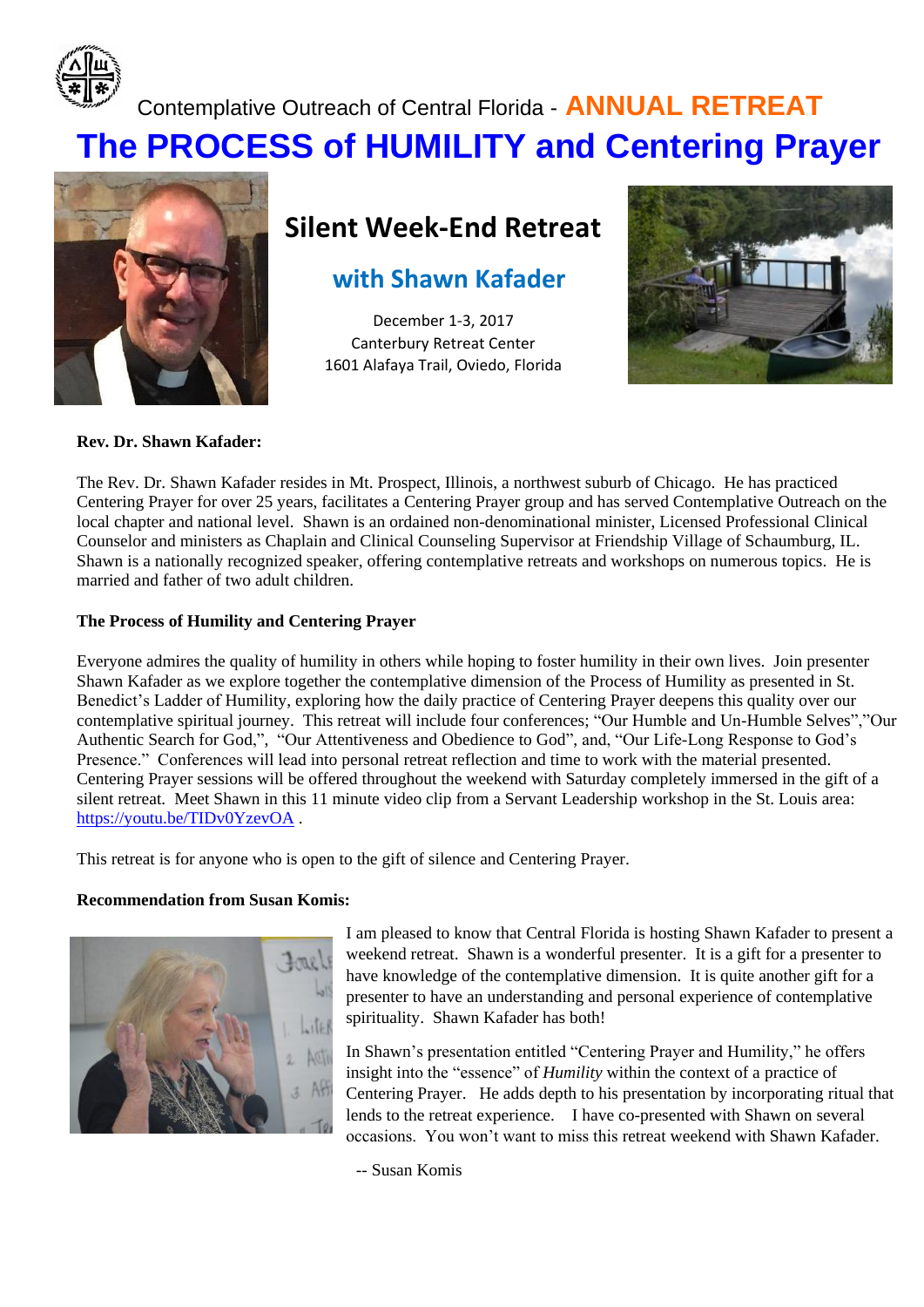Contemplative Outreach of Central Florida - **ANNUAL RETREAT**

# The PROCESS of HUMILITY and Centering Prayer

## Silent Week-End Retreat

### with Shawn Kafader

December 1-3, 2017
Canterbury Retreat Center
1601 Alafaya Trail, Oviedo, Florida

**Rev. Dr. Shawn Kafader:**

The Rev. Dr. Shawn Kafader resides in Mt. Prospect, Illinois, a northwest suburb of Chicago. He has practiced Centering Prayer for over 25 years, facilitates a Centering Prayer group and has served Contemplative Outreach on the local chapter and national level. Shawn is an ordained non-denominational minister, Licensed Professional Clinical Counselor and ministers as Chaplain and Clinical Counseling Supervisor at Friendship Village of Schaumburg, IL. Shawn is a nationally recognized speaker, offering contemplative retreats and workshops on numerous topics. He is married and father of two adult children.

**The Process of Humility and Centering Prayer**

Everyone admires the quality of humility in others while hoping to foster humility in their own lives. Join presenter Shawn Kafader as we explore together the contemplative dimension of the Process of Humility as presented in St. Benedict's Ladder of Humility, exploring how the daily practice of Centering Prayer deepens this quality over our contemplative spiritual journey. This retreat will include four conferences; "Our Humble and Un-Humble Selves","Our Authentic Search for God,", "Our Attentiveness and Obedience to God", and, "Our Life-Long Response to God's Presence." Conferences will lead into personal retreat reflection and time to work with the material presented. Centering Prayer sessions will be offered throughout the weekend with Saturday completely immersed in the gift of a silent retreat. Meet Shawn in this 11 minute video clip from a Servant Leadership workshop in the St. Louis area: https://youtu.be/TIDv0YzevOA .

This retreat is for anyone who is open to the gift of silence and Centering Prayer.

**Recommendation from Susan Komis:**

I am pleased to know that Central Florida is hosting Shawn Kafader to present a weekend retreat. Shawn is a wonderful presenter. It is a gift for a presenter to have knowledge of the contemplative dimension. It is quite another gift for a presenter to have an understanding and personal experience of contemplative spirituality. Shawn Kafader has both!

In Shawn's presentation entitled "Centering Prayer and Humility," he offers insight into the "essence" of *Humility* within the context of a practice of Centering Prayer. He adds depth to his presentation by incorporating ritual that lends to the retreat experience. I have co-presented with Shawn on several occasions. You won't want to miss this retreat weekend with Shawn Kafader.

-- Susan Komis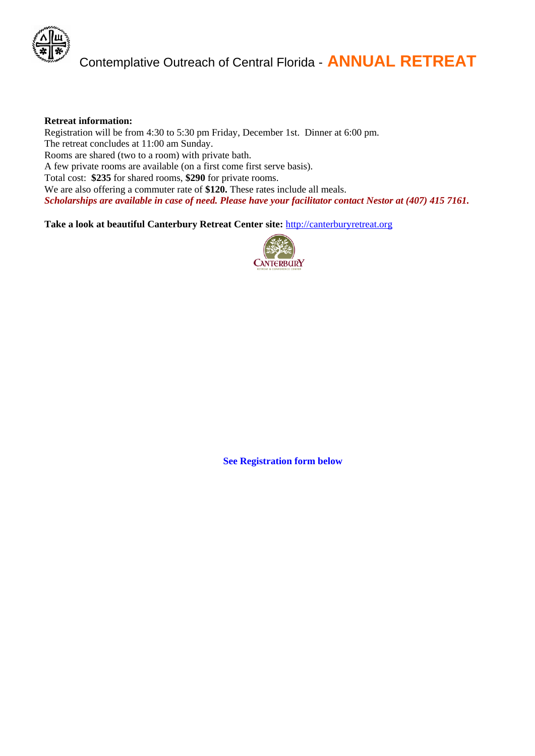# Contemplative Outreach of Central Florida - **ANNUAL RETREAT**

**Retreat information:**

Registration will be from 4:30 to 5:30 pm Friday, December 1st. Dinner at 6:00 pm.
The retreat concludes at 11:00 am Sunday.
Rooms are shared (two to a room) with private bath.
A few private rooms are available (on a first come first serve basis).
Total cost: **$235** for shared rooms, **$290** for private rooms.
We are also offering a commuter rate of **$120.** These rates include all meals.
***Scholarships are available in case of need. Please have your facilitator contact Nestor at (407) 415 7161.***

**Take a look at beautiful Canterbury Retreat Center site:** http://canterburyretreat.org

**See Registration form below**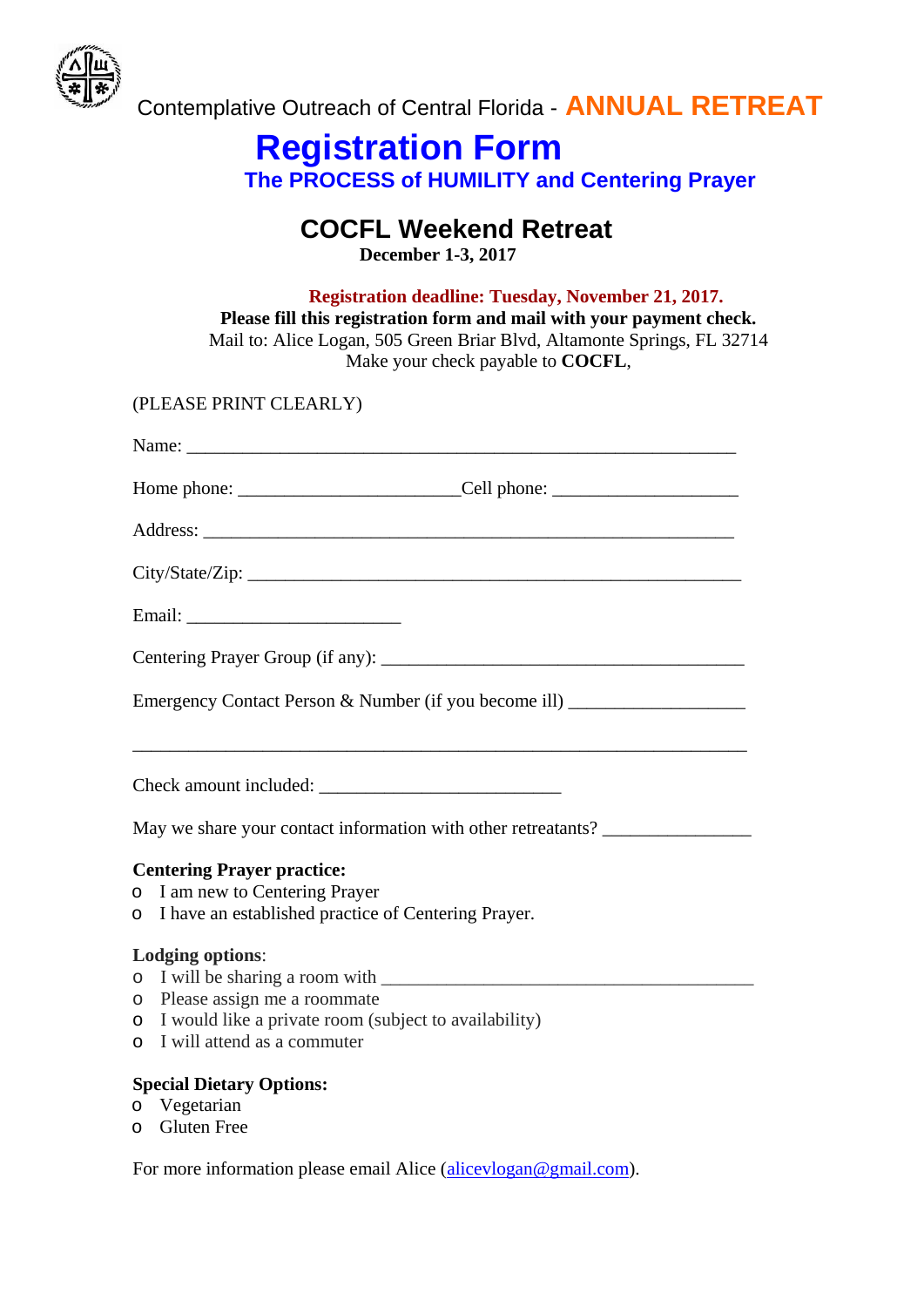Contemplative Outreach of Central Florida - **ANNUAL RETREAT**

# Registration Form

## The PROCESS of HUMILITY and Centering Prayer

## COCFL Weekend Retreat

**December 1-3, 2017**

**Registration deadline: Tuesday, November 21, 2017.**

**Please fill this registration form and mail with your payment check.**

Mail to: Alice Logan, 505 Green Briar Blvd, Altamonte Springs, FL 32714

Make your check payable to **COCFL**,

(PLEASE PRINT CLEARLY)

Name: ____________________________________________________________

Home phone: ________________________Cell phone: ____________________

Address: _________________________________________________________

City/State/Zip: ____________________________________________________

Email: ________________________

Centering Prayer Group (if any): ______________________________________

Emergency Contact Person & Number (if you become ill) ___________________

___________________________________________________________________

Check amount included: __________________________

May we share your contact information with other retreatants? _______________

**Centering Prayer practice:**

- I am new to Centering Prayer
- I have an established practice of Centering Prayer.

**Lodging options**:

- I will be sharing a room with ______________________________________
- Please assign me a roommate
- I would like a private room (subject to availability)
- I will attend as a commuter

**Special Dietary Options:**

- Vegetarian
- Gluten Free

For more information please email Alice (alicevlogan@gmail.com).